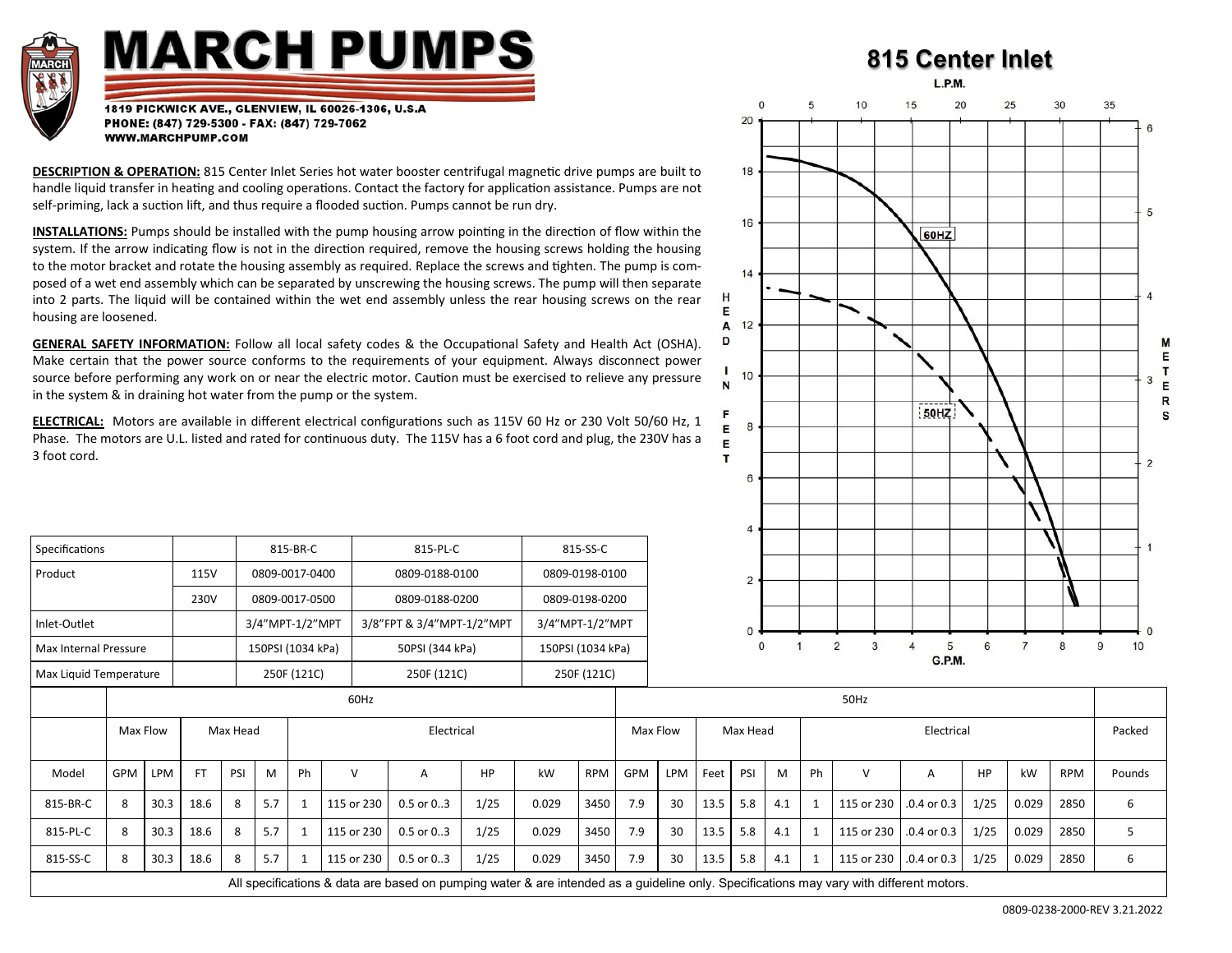# MARCH PUMPS

**1819 PICKWICK AVE., GLENVIEW, IL 60026-1306, U.S.A**
**PHONE: (847) 729-5300 - FAX: (847) 729-7062**
**WWW.MARCHPUMP.COM**

## 815 Center Inlet

**DESCRIPTION & OPERATION:** 815 Center Inlet Series hot water booster centrifugal magnetic drive pumps are built to handle liquid transfer in heating and cooling operations. Contact the factory for application assistance. Pumps are not self-priming, lack a suction lift, and thus require a flooded suction. Pumps cannot be run dry.

**INSTALLATIONS:** Pumps should be installed with the pump housing arrow pointing in the direction of flow within the system. If the arrow indicating flow is not in the direction required, remove the housing screws holding the housing to the motor bracket and rotate the housing assembly as required. Replace the screws and tighten. The pump is composed of a wet end assembly which can be separated by unscrewing the housing screws. The pump will then separate into 2 parts. The liquid will be contained within the wet end assembly unless the rear housing screws on the rear housing are loosened.

**GENERAL SAFETY INFORMATION:** Follow all local safety codes & the Occupational Safety and Health Act (OSHA). Make certain that the power source conforms to the requirements of your equipment. Always disconnect power source before performing any work on or near the electric motor. Caution must be exercised to relieve any pressure in the system & in draining hot water from the pump or the system.

**ELECTRICAL:** Motors are available in different electrical configurations such as 115V 60 Hz or 230 Volt 50/60 Hz, 1 Phase. The motors are U.L. listed and rated for continuous duty. The 115V has a 6 foot cord and plug, the 230V has a 3 foot cord.

| Specifications | | 815-BR-C | 815-PL-C | 815-SS-C |
|---|---|---|---|---|
| Product | 115V | 0809-0017-0400 | 0809-0188-0100 | 0809-0198-0100 |
| | 230V | 0809-0017-0500 | 0809-0188-0200 | 0809-0198-0200 |
| Inlet-Outlet | | 3/4"MPT-1/2"MPT | 3/8"FPT & 3/4"MPT-1/2"MPT | 3/4"MPT-1/2"MPT |
| Max Internal Pressure | | 150PSI (1034 kPa) | 50PSI (344 kPa) | 150PSI (1034 kPa) |
| Max Liquid Temperature | | 250F (121C) | 250F (121C) | 250F (121C) |

| | 60Hz | | | | | | | | | | | 50Hz | | | | | | | | | | | Packed |
|---|---|---|---|---|---|---|---|---|---|---|---|---|---|---|---|---|---|---|---|---|---|---|---|
| | Max Flow | | Max Head | | | Electrical | | | | | | Max Flow | | Max Head | | | Electrical | | | | | | |
| Model | GPM | LPM | FT | PSI | M | Ph | V | A | HP | kW | RPM | GPM | LPM | Feet | PSI | M | Ph | V | A | HP | kW | RPM | Pounds |
| 815-BR-C | 8 | 30.3 | 18.6 | 8 | 5.7 | 1 | 115 or 230 | 0.5 or 0..3 | 1/25 | 0.029 | 3450 | 7.9 | 30 | 13.5 | 5.8 | 4.1 | 1 | 115 or 230 | .0.4 or 0.3 | 1/25 | 0.029 | 2850 | 6 |
| 815-PL-C | 8 | 30.3 | 18.6 | 8 | 5.7 | 1 | 115 or 230 | 0.5 or 0..3 | 1/25 | 0.029 | 3450 | 7.9 | 30 | 13.5 | 5.8 | 4.1 | 1 | 115 or 230 | .0.4 or 0.3 | 1/25 | 0.029 | 2850 | 5 |
| 815-SS-C | 8 | 30.3 | 18.6 | 8 | 5.7 | 1 | 115 or 230 | 0.5 or 0..3 | 1/25 | 0.029 | 3450 | 7.9 | 30 | 13.5 | 5.8 | 4.1 | 1 | 115 or 230 | .0.4 or 0.3 | 1/25 | 0.029 | 2850 | 6 |

All specifications & data are based on pumping water & are intended as a guideline only. Specifications may vary with different motors.

0809-0238-2000-REV 3.21.2022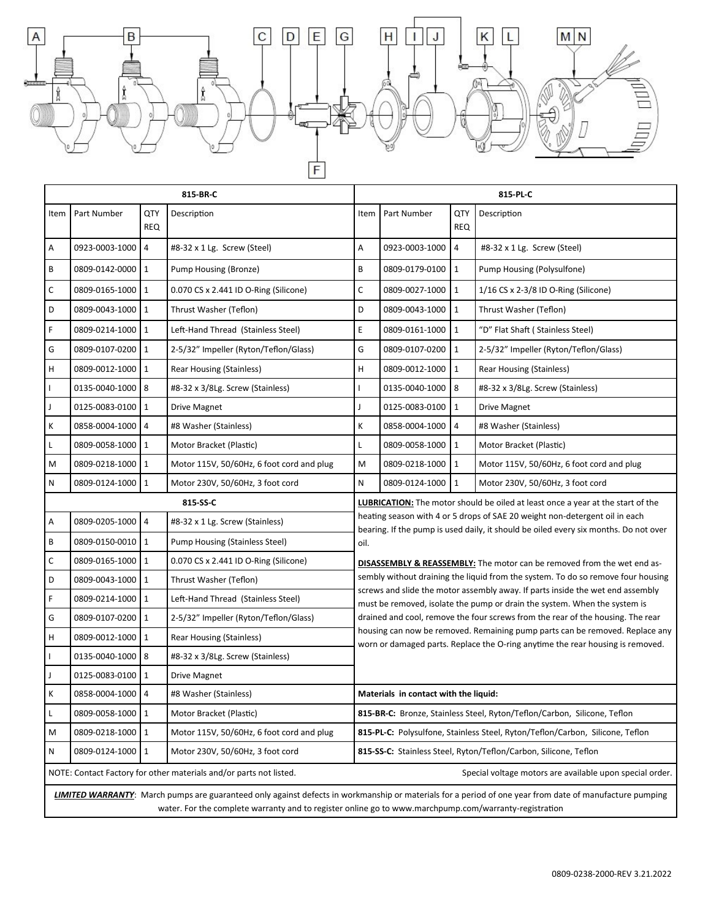A B C D E G H I J K L M N

F

| 815-BR-C | | | | 815-PL-C | | | |
|---|---|---|---|---|---|---|---|
| Item | Part Number | QTY REQ | Description | Item | Part Number | QTY REQ | Description |
| A | 0923-0003-1000 | 4 | #8-32 x 1 Lg. Screw (Steel) | A | 0923-0003-1000 | 4 | #8-32 x 1 Lg. Screw (Steel) |
| B | 0809-0142-0000 | 1 | Pump Housing (Bronze) | B | 0809-0179-0100 | 1 | Pump Housing (Polysulfone) |
| C | 0809-0165-1000 | 1 | 0.070 CS x 2.441 ID O-Ring (Silicone) | C | 0809-0027-1000 | 1 | 1/16 CS x 2-3/8 ID O-Ring (Silicone) |
| D | 0809-0043-1000 | 1 | Thrust Washer (Teflon) | D | 0809-0043-1000 | 1 | Thrust Washer (Teflon) |
| F | 0809-0214-1000 | 1 | Left-Hand Thread (Stainless Steel) | E | 0809-0161-1000 | 1 | "D" Flat Shaft ( Stainless Steel) |
| G | 0809-0107-0200 | 1 | 2-5/32" Impeller (Ryton/Teflon/Glass) | G | 0809-0107-0200 | 1 | 2-5/32" Impeller (Ryton/Teflon/Glass) |
| H | 0809-0012-1000 | 1 | Rear Housing (Stainless) | H | 0809-0012-1000 | 1 | Rear Housing (Stainless) |
| I | 0135-0040-1000 | 8 | #8-32 x 3/8Lg. Screw (Stainless) | I | 0135-0040-1000 | 8 | #8-32 x 3/8Lg. Screw (Stainless) |
| J | 0125-0083-0100 | 1 | Drive Magnet | J | 0125-0083-0100 | 1 | Drive Magnet |
| K | 0858-0004-1000 | 4 | #8 Washer (Stainless) | K | 0858-0004-1000 | 4 | #8 Washer (Stainless) |
| L | 0809-0058-1000 | 1 | Motor Bracket (Plastic) | L | 0809-0058-1000 | 1 | Motor Bracket (Plastic) |
| M | 0809-0218-1000 | 1 | Motor 115V, 50/60Hz, 6 foot cord and plug | M | 0809-0218-1000 | 1 | Motor 115V, 50/60Hz, 6 foot cord and plug |
| N | 0809-0124-1000 | 1 | Motor 230V, 50/60Hz, 3 foot cord | N | 0809-0124-1000 | 1 | Motor 230V, 50/60Hz, 3 foot cord |

| 815-SS-C | | | |
|---|---|---|---|
| A | 0809-0205-1000 | 4 | #8-32 x 1 Lg. Screw (Stainless) |
| B | 0809-0150-0010 | 1 | Pump Housing (Stainless Steel) |
| C | 0809-0165-1000 | 1 | 0.070 CS x 2.441 ID O-Ring (Silicone) |
| D | 0809-0043-1000 | 1 | Thrust Washer (Teflon) |
| F | 0809-0214-1000 | 1 | Left-Hand Thread (Stainless Steel) |
| G | 0809-0107-0200 | 1 | 2-5/32" Impeller (Ryton/Teflon/Glass) |
| H | 0809-0012-1000 | 1 | Rear Housing (Stainless) |
| I | 0135-0040-1000 | 8 | #8-32 x 3/8Lg. Screw (Stainless) |
| J | 0125-0083-0100 | 1 | Drive Magnet |
| K | 0858-0004-1000 | 4 | #8 Washer (Stainless) |
| L | 0809-0058-1000 | 1 | Motor Bracket (Plastic) |
| M | 0809-0218-1000 | 1 | Motor 115V, 50/60Hz, 6 foot cord and plug |
| N | 0809-0124-1000 | 1 | Motor 230V, 50/60Hz, 3 foot cord |

**LUBRICATION:** The motor should be oiled at least once a year at the start of the heating season with 4 or 5 drops of SAE 20 weight non-detergent oil in each bearing. If the pump is used daily, it should be oiled every six months. Do not over oil.

**DISASSEMBLY & REASSEMBLY:** The motor can be removed from the wet end assembly without draining the liquid from the system. To do so remove four housing screws and slide the motor assembly away. If parts inside the wet end assembly must be removed, isolate the pump or drain the system. When the system is drained and cool, remove the four screws from the rear of the housing. The rear housing can now be removed. Remaining pump parts can be removed. Replace any worn or damaged parts. Replace the O-ring anytime the rear housing is removed.

**Materials in contact with the liquid:**

**815-BR-C:** Bronze, Stainless Steel, Ryton/Teflon/Carbon, Silicone, Teflon

**815-PL-C:** Polysulfone, Stainless Steel, Ryton/Teflon/Carbon, Silicone, Teflon

**815-SS-C:** Stainless Steel, Ryton/Teflon/Carbon, Silicone, Teflon

NOTE: Contact Factory for other materials and/or parts not listed.

Special voltage motors are available upon special order.

***LIMITED WARRANTY***: March pumps are guaranteed only against defects in workmanship or materials for a period of one year from date of manufacture pumping water. For the complete warranty and to register online go to www.marchpump.com/warranty-registration

0809-0238-2000-REV 3.21.2022